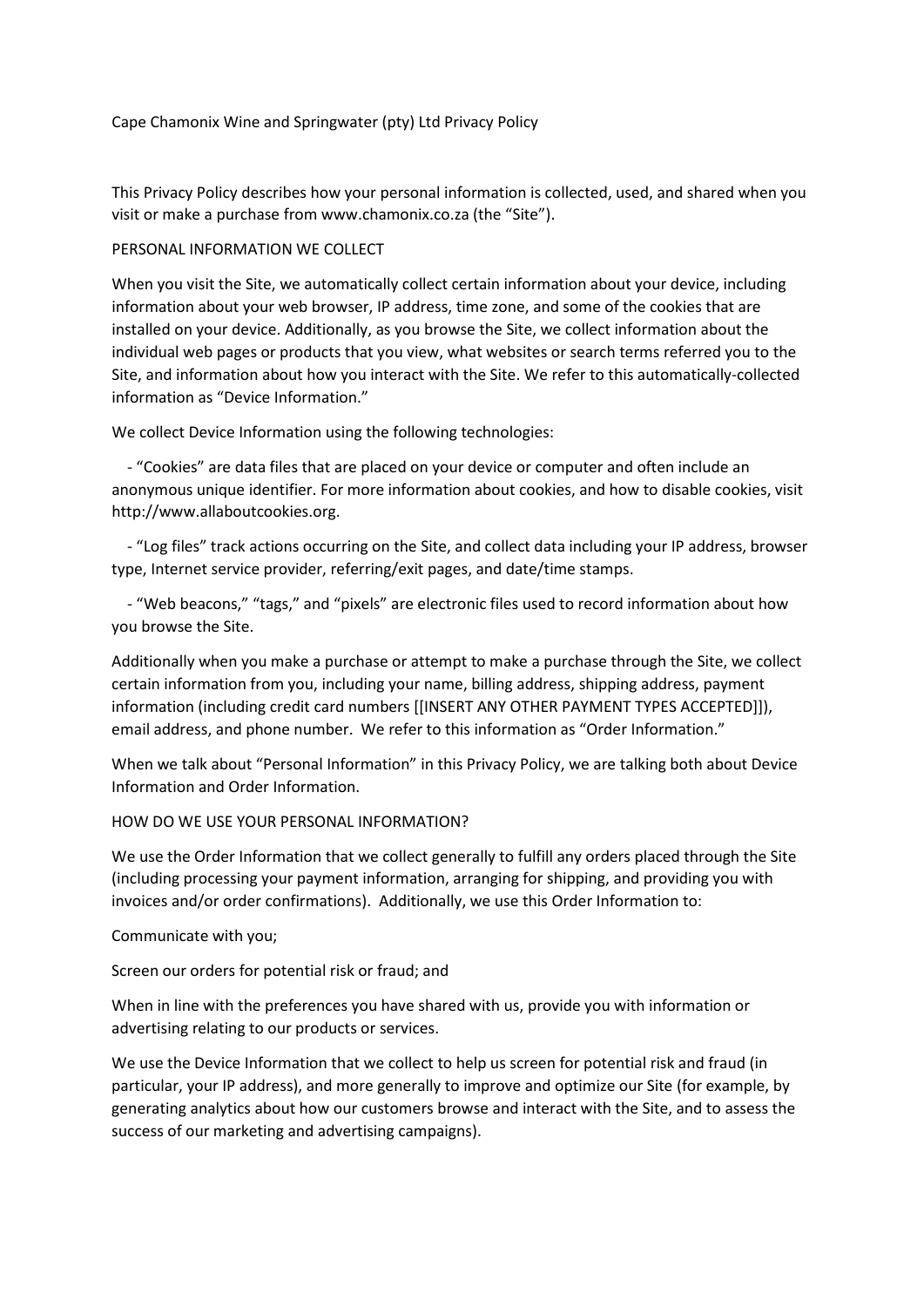# Cape Chamonix Wine and Springwater (pty) Ltd Privacy Policy

This Privacy Policy describes how your personal information is collected, used, and shared when you visit or make a purchase from www.chamonix.co.za (the "Site").

## PERSONAL INFORMATION WE COLLECT

When you visit the Site, we automatically collect certain information about your device, including information about your web browser, IP address, time zone, and some of the cookies that are installed on your device. Additionally, as you browse the Site, we collect information about the individual web pages or products that you view, what websites or search terms referred you to the Site, and information about how you interact with the Site. We refer to this automatically-collected information as "Device Information."

We collect Device Information using the following technologies:

- "Cookies" are data files that are placed on your device or computer and often include an anonymous unique identifier. For more information about cookies, and how to disable cookies, visit http://www.allaboutcookies.org.

- "Log files" track actions occurring on the Site, and collect data including your IP address, browser type, Internet service provider, referring/exit pages, and date/time stamps.

- "Web beacons," "tags," and "pixels" are electronic files used to record information about how you browse the Site.

Additionally when you make a purchase or attempt to make a purchase through the Site, we collect certain information from you, including your name, billing address, shipping address, payment information (including credit card numbers [[INSERT ANY OTHER PAYMENT TYPES ACCEPTED]]), email address, and phone number. We refer to this information as "Order Information."

When we talk about "Personal Information" in this Privacy Policy, we are talking both about Device Information and Order Information.

## HOW DO WE USE YOUR PERSONAL INFORMATION?

We use the Order Information that we collect generally to fulfill any orders placed through the Site (including processing your payment information, arranging for shipping, and providing you with invoices and/or order confirmations). Additionally, we use this Order Information to:

Communicate with you;

Screen our orders for potential risk or fraud; and

When in line with the preferences you have shared with us, provide you with information or advertising relating to our products or services.

We use the Device Information that we collect to help us screen for potential risk and fraud (in particular, your IP address), and more generally to improve and optimize our Site (for example, by generating analytics about how our customers browse and interact with the Site, and to assess the success of our marketing and advertising campaigns).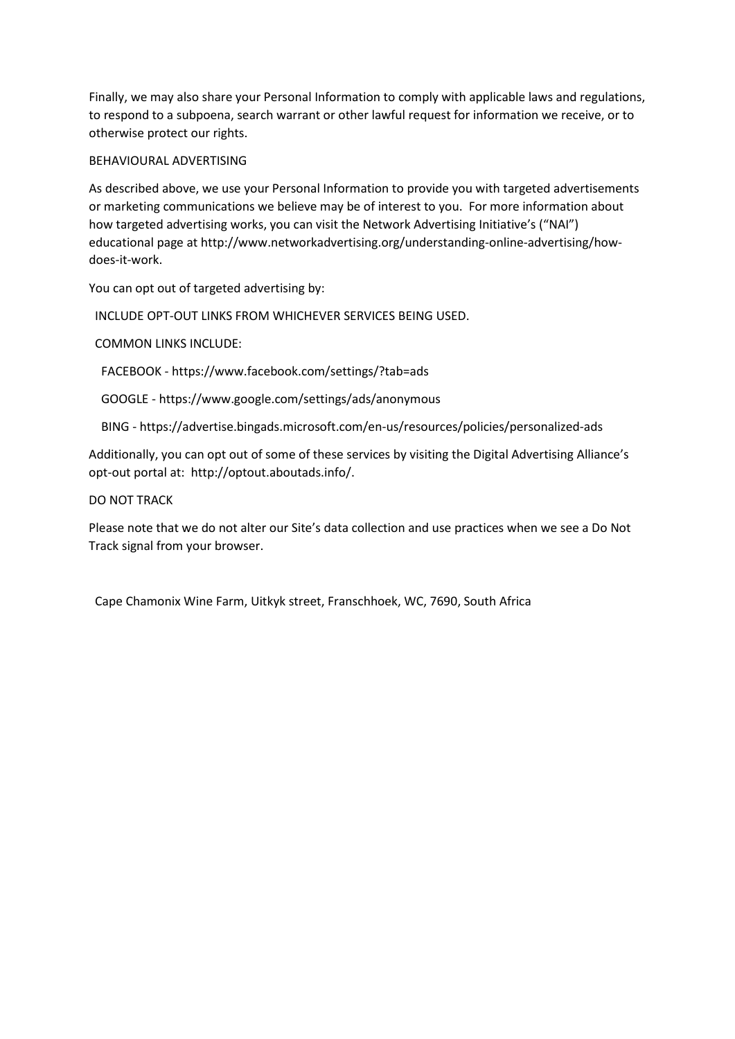Finally, we may also share your Personal Information to comply with applicable laws and regulations, to respond to a subpoena, search warrant or other lawful request for information we receive, or to otherwise protect our rights.

## BEHAVIOURAL ADVERTISING

As described above, we use your Personal Information to provide you with targeted advertisements or marketing communications we believe may be of interest to you. For more information about how targeted advertising works, you can visit the Network Advertising Initiative's ("NAI") educational page at http://www.networkadvertising.org/understanding-online-advertising/how-does-it-work.

You can opt out of targeted advertising by:

INCLUDE OPT-OUT LINKS FROM WHICHEVER SERVICES BEING USED.

COMMON LINKS INCLUDE:

FACEBOOK - https://www.facebook.com/settings/?tab=ads

GOOGLE - https://www.google.com/settings/ads/anonymous

BING - https://advertise.bingads.microsoft.com/en-us/resources/policies/personalized-ads

Additionally, you can opt out of some of these services by visiting the Digital Advertising Alliance's opt-out portal at: http://optout.aboutads.info/.

## DO NOT TRACK

Please note that we do not alter our Site's data collection and use practices when we see a Do Not Track signal from your browser.

Cape Chamonix Wine Farm, Uitkyk street, Franschhoek, WC, 7690, South Africa